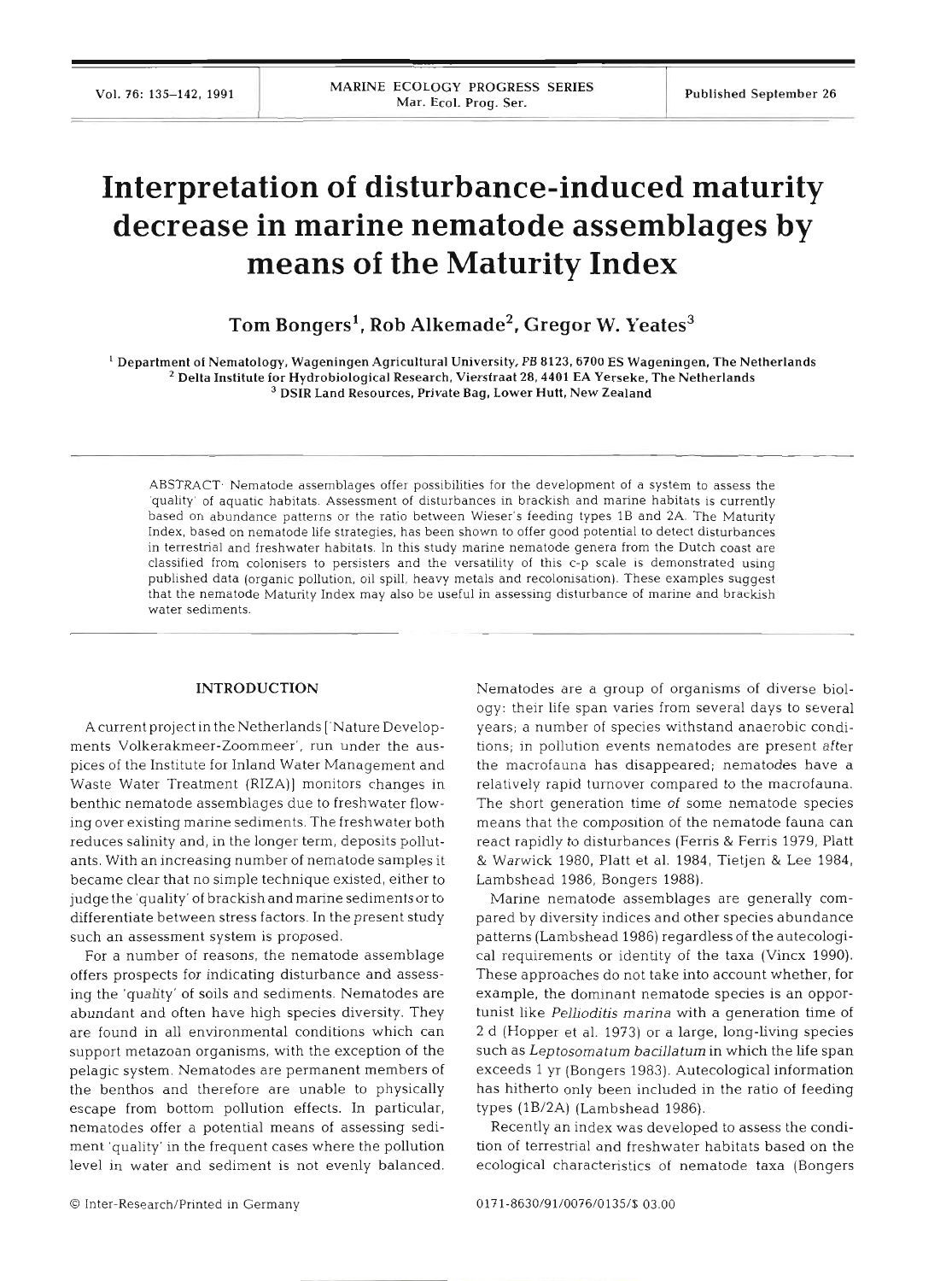# Interpretation of disturbance-induced maturity decrease in marine nematode assemblages by means of the Maturity Index

**Tom Bongers[1], Rob Alkemade[2], Gregor W. Yeates[3]**

[1] Department of Nematology, Wageningen Agricultural University, PB 8123, 6700 ES Wageningen, The Netherlands
[2] Delta Institute for Hydrobiological Research, Vierstraat 28, 4401 EA Yerseke, The Netherlands
[3] DSIR Land Resources, Private Bag, Lower Hutt, New Zealand

ABSTRACT: Nematode assemblages offer possibilities for the development of a system to assess the 'quality' of aquatic habitats. Assessment of disturbances in brackish and marine habitats is currently based on abundance patterns or the ratio between Wieser's feeding types 1B and 2A. The Maturity Index, based on nematode life strategies, has been shown to offer good potential to detect disturbances in terrestrial and freshwater habitats. In this study marine nematode genera from the Dutch coast are classified from colonisers to persisters and the versatility of this c-p scale is demonstrated using published data (organic pollution, oil spill, heavy metals and recolonisation). These examples suggest that the nematode Maturity Index may also be useful in assessing disturbance of marine and brackish water sediments.

## INTRODUCTION

A current project in the Netherlands ['Nature Developments Volkerakmeer-Zoommeer', run under the auspices of the Institute for Inland Water Management and Waste Water Treatment (RIZA)] monitors changes in benthic nematode assemblages due to freshwater flowing over existing marine sediments. The freshwater both reduces salinity and, in the longer term, deposits pollutants. With an increasing number of nematode samples it became clear that no simple technique existed, either to judge the 'quality' of brackish and marine sediments or to differentiate between stress factors. In the present study such an assessment system is proposed.

For a number of reasons, the nematode assemblage offers prospects for indicating disturbance and assessing the 'quality' of soils and sediments. Nematodes are abundant and often have high species diversity. They are found in all environmental conditions which can support metazoan organisms, with the exception of the pelagic system. Nematodes are permanent members of the benthos and therefore are unable to physically escape from bottom pollution effects. In particular, nematodes offer a potential means of assessing sediment 'quality' in the frequent cases where the pollution level in water and sediment is not evenly balanced. Nematodes are a group of organisms of diverse biology: their life span varies from several days to several years; a number of species withstand anaerobic conditions; in pollution events nematodes are present after the macrofauna has disappeared; nematodes have a relatively rapid turnover compared to the macrofauna. The short generation time of some nematode species means that the composition of the nematode fauna can react rapidly to disturbances (Ferris & Ferris 1979, Platt & Warwick 1980, Platt et al. 1984, Tietjen & Lee 1984, Lambshead 1986, Bongers 1988).

Marine nematode assemblages are generally compared by diversity indices and other species abundance patterns (Lambshead 1986) regardless of the autecological requirements or identity of the taxa (Vincx 1990). These approaches do not take into account whether, for example, the dominant nematode species is an opportunist like *Pellioditis marina* with a generation time of 2 d (Hopper et al. 1973) or a large, long-living species such as *Leptosomatum bacillatum* in which the life span exceeds 1 yr (Bongers 1983). Autecological information has hitherto only been included in the ratio of feeding types (1B/2A) (Lambshead 1986).

Recently an index was developed to assess the condition of terrestrial and freshwater habitats based on the ecological characteristics of nematode taxa (Bongers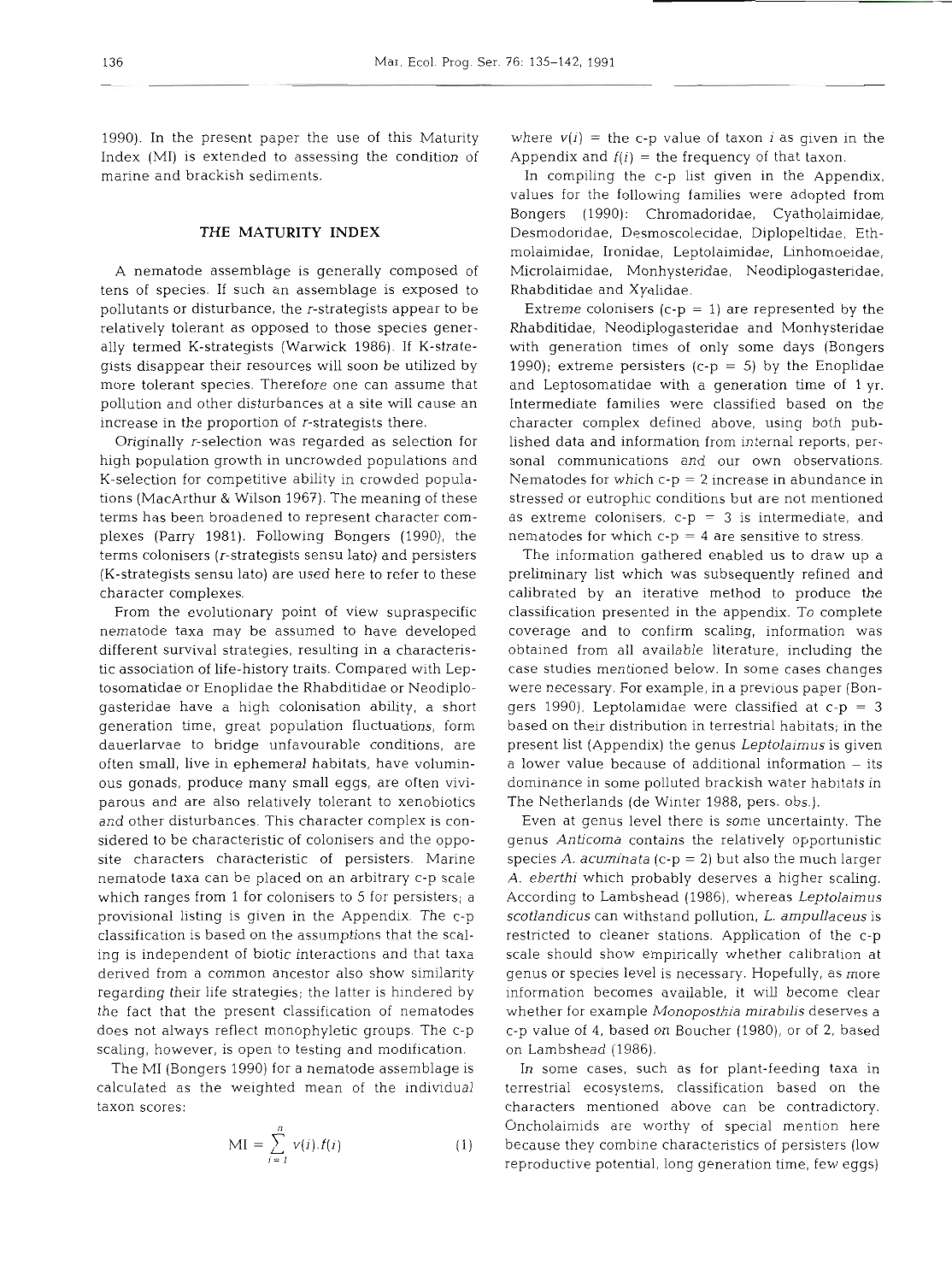1990). In the present paper the use of this Maturity Index (MI) is extended to assessing the condition of marine and brackish sediments.

## THE MATURITY INDEX

A nematode assemblage is generally composed of tens of species. If such an assemblage is exposed to pollutants or disturbance, the *r*-strategists appear to be relatively tolerant as opposed to those species generally termed K-strategists (Warwick 1986). If K-strategists disappear their resources will soon be utilized by more tolerant species. Therefore one can assume that pollution and other disturbances at a site will cause an increase in the proportion of *r*-strategists there.

Originally *r*-selection was regarded as selection for high population growth in uncrowded populations and K-selection for competitive ability in crowded populations (MacArthur & Wilson 1967). The meaning of these terms has been broadened to represent character complexes (Parry 1981). Following Bongers (1990), the terms colonisers (*r*-strategists sensu lato) and persisters (K-strategists sensu lato) are used here to refer to these character complexes.

From the evolutionary point of view supraspecific nematode taxa may be assumed to have developed different survival strategies, resulting in a characteristic association of life-history traits. Compared with Leptosomatidae or Enoplidae the Rhabditidae or Neodiplogasteridae have a high colonisation ability, a short generation time, great population fluctuations, form dauerlarvae to bridge unfavourable conditions, are often small, live in ephemeral habitats, have voluminous gonads, produce many small eggs, are often viviparous and are also relatively tolerant to xenobiotics and other disturbances. This character complex is considered to be characteristic of colonisers and the opposite characters characteristic of persisters. Marine nematode taxa can be placed on an arbitrary c-p scale which ranges from 1 for colonisers to 5 for persisters; a provisional listing is given in the Appendix. The c-p classification is based on the assumptions that the scaling is independent of biotic interactions and that taxa derived from a common ancestor also show similarity regarding their life strategies; the latter is hindered by the fact that the present classification of nematodes does not always reflect monophyletic groups. The c-p scaling, however, is open to testing and modification.

The MI (Bongers 1990) for a nematode assemblage is calculated as the weighted mean of the individual taxon scores:

$$\mathrm{MI} = \sum_{i=1}^{n} v(i) . f(i) \qquad (1)$$

where $v(i)$ = the c-p value of taxon $i$ as given in the Appendix and $f(i)$ = the frequency of that taxon.

In compiling the c-p list given in the Appendix, values for the following families were adopted from Bongers (1990): Chromadoridae, Cyatholaimidae, Desmodoridae, Desmoscolecidae, Diplopeltidae, Ethmolaimidae, Ironidae, Leptolaimidae, Linhomoeidae, Microlaimidae, Monhysteridae, Neodiplogasteridae, Rhabditidae and Xyalidae.

Extreme colonisers (c-p = 1) are represented by the Rhabditidae, Neodiplogasteridae and Monhysteridae with generation times of only some days (Bongers 1990); extreme persisters (c-p = 5) by the Enoplidae and Leptosomatidae with a generation time of 1 yr. Intermediate families were classified based on the character complex defined above, using both published data and information from internal reports, personal communications and our own observations. Nematodes for which c-p = 2 increase in abundance in stressed or eutrophic conditions but are not mentioned as extreme colonisers, c-p = 3 is intermediate, and nematodes for which c-p = 4 are sensitive to stress.

The information gathered enabled us to draw up a preliminary list which was subsequently refined and calibrated by an iterative method to produce the classification presented in the appendix. To complete coverage and to confirm scaling, information was obtained from all available literature, including the case studies mentioned below. In some cases changes were necessary. For example, in a previous paper (Bongers 1990), Leptolamidae were classified at c-p = 3 based on their distribution in terrestrial habitats; in the present list (Appendix) the genus *Leptolaimus* is given a lower value because of additional information – its dominance in some polluted brackish water habitats in The Netherlands (de Winter 1988, pers. obs.).

Even at genus level there is some uncertainty. The genus *Anticoma* contains the relatively opportunistic species *A. acuminata* (c-p = 2) but also the much larger *A. eberthi* which probably deserves a higher scaling. According to Lambshead (1986), whereas *Leptolaimus scotlandicus* can withstand pollution, *L. ampullaceus* is restricted to cleaner stations. Application of the c-p scale should show empirically whether calibration at genus or species level is necessary. Hopefully, as more information becomes available, it will become clear whether for example *Monoposthia mirabilis* deserves a c-p value of 4, based on Boucher (1980), or of 2, based on Lambshead (1986).

In some cases, such as for plant-feeding taxa in terrestrial ecosystems, classification based on the characters mentioned above can be contradictory. Oncholaimids are worthy of special mention here because they combine characteristics of persisters (low reproductive potential, long generation time, few eggs)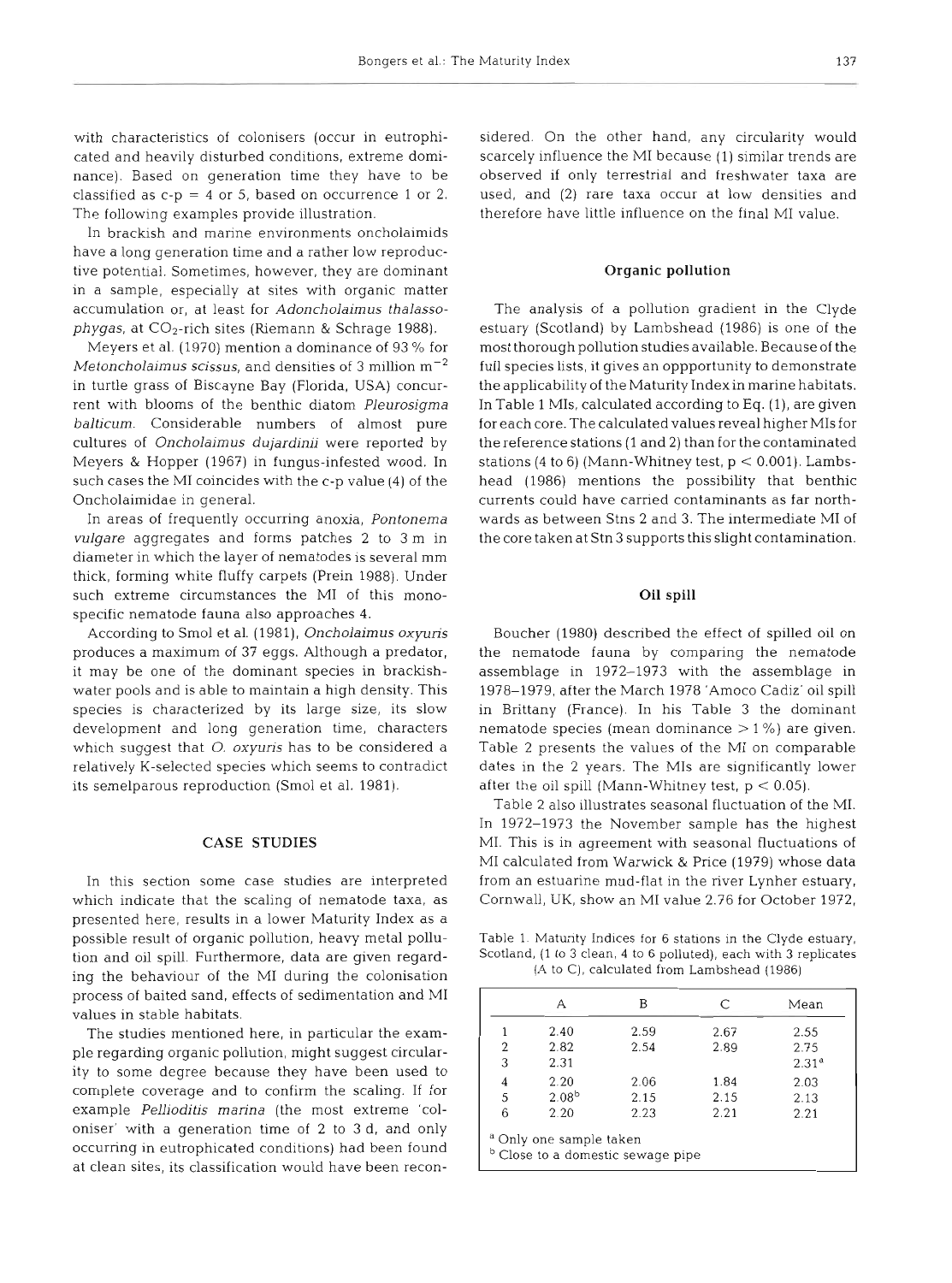with characteristics of colonisers (occur in eutrophicated and heavily disturbed conditions, extreme dominance). Based on generation time they have to be classified as c-p = 4 or 5, based on occurrence 1 or 2. The following examples provide illustration.

In brackish and marine environments oncholaimids have a long generation time and a rather low reproductive potential. Sometimes, however, they are dominant in a sample, especially at sites with organic matter accumulation or, at least for *Adoncholaimus thalassophygas*, at $CO_2$-rich sites (Riemann & Schrage 1988).

Meyers et al. (1970) mention a dominance of 93 % for *Metoncholaimus scissus*, and densities of 3 million $m^{-2}$ in turtle grass of Biscayne Bay (Florida, USA) concurrent with blooms of the benthic diatom *Pleurosigma balticum*. Considerable numbers of almost pure cultures of *Oncholaimus dujardinii* were reported by Meyers & Hopper (1967) in fungus-infested wood. In such cases the MI coincides with the c-p value (4) of the Oncholaimidae in general.

In areas of frequently occurring anoxia, *Pontonema vulgare* aggregates and forms patches 2 to 3 m in diameter in which the layer of nematodes is several mm thick, forming white fluffy carpets (Prein 1988). Under such extreme circumstances the MI of this monospecific nematode fauna also approaches 4.

According to Smol et al. (1981), *Oncholaimus oxyuris* produces a maximum of 37 eggs. Although a predator, it may be one of the dominant species in brackish-water pools and is able to maintain a high density. This species is characterized by its large size, its slow development and long generation time, characters which suggest that *O. oxyuris* has to be considered a relatively K-selected species which seems to contradict its semelparous reproduction (Smol et al. 1981).

## CASE STUDIES

In this section some case studies are interpreted which indicate that the scaling of nematode taxa, as presented here, results in a lower Maturity Index as a possible result of organic pollution, heavy metal pollution and oil spill. Furthermore, data are given regarding the behaviour of the MI during the colonisation process of baited sand, effects of sedimentation and MI values in stable habitats.

The studies mentioned here, in particular the example regarding organic pollution, might suggest circularity to some degree because they have been used to complete coverage and to confirm the scaling. If for example *Pellioditis marina* (the most extreme 'coloniser' with a generation time of 2 to 3 d, and only occurring in eutrophicated conditions) had been found at clean sites, its classification would have been considered. On the other hand, any circularity would scarcely influence the MI because (1) similar trends are observed if only terrestrial and freshwater taxa are used, and (2) rare taxa occur at low densities and therefore have little influence on the final MI value.

### Organic pollution

The analysis of a pollution gradient in the Clyde estuary (Scotland) by Lambshead (1986) is one of the most thorough pollution studies available. Because of the full species lists, it gives an oppportunity to demonstrate the applicability of the Maturity Index in marine habitats. In Table 1 MIs, calculated according to Eq. (1), are given for each core. The calculated values reveal higher MIs for the reference stations (1 and 2) than for the contaminated stations (4 to 6) (Mann-Whitney test, $p < 0.001$). Lambshead (1986) mentions the possibility that benthic currents could have carried contaminants as far northwards as between Stns 2 and 3. The intermediate MI of the core taken at Stn 3 supports this slight contamination.

### Oil spill

Boucher (1980) described the effect of spilled oil on the nematode fauna by comparing the nematode assemblage in 1972–1973 with the assemblage in 1978–1979, after the March 1978 'Amoco Cadiz' oil spill in Brittany (France). In his Table 3 the dominant nematode species (mean dominance > 1 %) are given. Table 2 presents the values of the MI on comparable dates in the 2 years. The MIs are significantly lower after the oil spill (Mann-Whitney test, $p < 0.05$).

Table 2 also illustrates seasonal fluctuation of the MI. In 1972–1973 the November sample has the highest MI. This is in agreement with seasonal fluctuations of MI calculated from Warwick & Price (1979) whose data from an estuarine mud-flat in the river Lynher estuary, Cornwall, UK, show an MI value 2.76 for October 1972,

Table 1. Maturity Indices for 6 stations in the Clyde estuary, Scotland, (1 to 3 clean, 4 to 6 polluted), each with 3 replicates (A to C), calculated from Lambshead (1986)

| | A | B | C | Mean |
|---|---|---|---|---|
| 1 | 2.40 | 2.59 | 2.67 | 2.55 |
| 2 | 2.82 | 2.54 | 2.89 | 2.75 |
| 3 | 2.31 | | | 2.31[a] |
| 4 | 2.20 | 2.06 | 1.84 | 2.03 |
| 5 | 2.08[b] | 2.15 | 2.15 | 2.13 |
| 6 | 2.20 | 2.23 | 2.21 | 2.21 |

[a] Only one sample taken
[b] Close to a domestic sewage pipe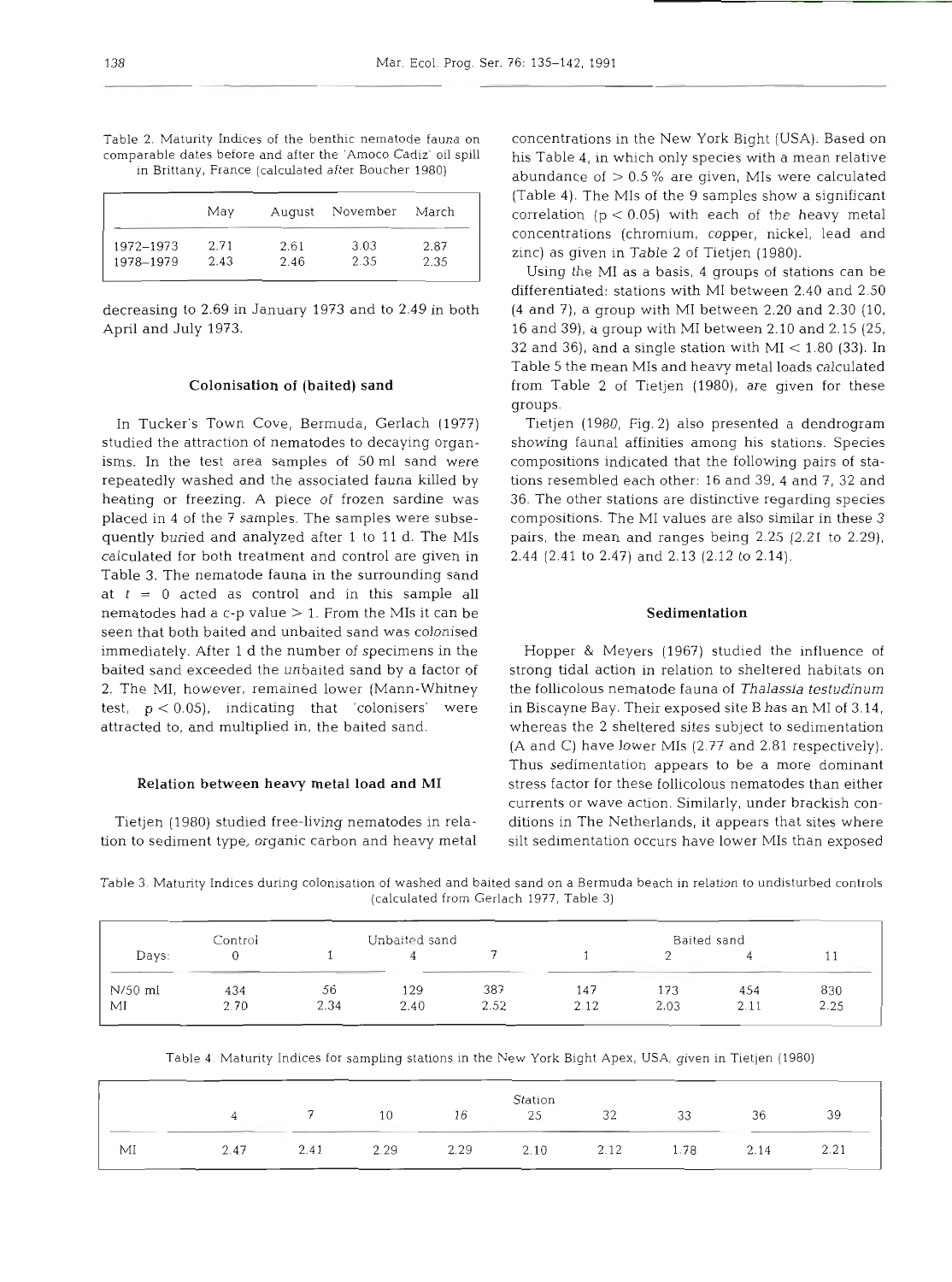Table 2. Maturity Indices of the benthic nematode fauna on comparable dates before and after the 'Amoco Cadiz' oil spill in Brittany, France (calculated after Boucher 1980)

| | May | August | November | March |
|---|---|---|---|---|
| 1972–1973 | 2.71 | 2.61 | 3.03 | 2.87 |
| 1978–1979 | 2.43 | 2.46 | 2.35 | 2.35 |

decreasing to 2.69 in January 1973 and to 2.49 in both April and July 1973.

### Colonisation of (baited) sand

In Tucker's Town Cove, Bermuda, Gerlach (1977) studied the attraction of nematodes to decaying organisms. In the test area samples of 50 ml sand were repeatedly washed and the associated fauna killed by heating or freezing. A piece of frozen sardine was placed in 4 of the 7 samples. The samples were subsequently buried and analyzed after 1 to 11 d. The MIs calculated for both treatment and control are given in Table 3. The nematode fauna in the surrounding sand at $t = 0$ acted as control and in this sample all nematodes had a c-p value > 1. From the MIs it can be seen that both baited and unbaited sand was colonised immediately. After 1 d the number of specimens in the baited sand exceeded the unbaited sand by a factor of 2. The MI, however, remained lower (Mann-Whitney test, $p < 0.05$), indicating that 'colonisers' were attracted to, and multiplied in, the baited sand.

### Relation between heavy metal load and MI

Tietjen (1980) studied free-living nematodes in relation to sediment type, organic carbon and heavy metal concentrations in the New York Bight (USA). Based on his Table 4, in which only species with a mean relative abundance of > 0.5 % are given, MIs were calculated (Table 4). The MIs of the 9 samples show a significant correlation ($p < 0.05$) with each of the heavy metal concentrations (chromium, copper, nickel, lead and zinc) as given in Table 2 of Tietjen (1980).

Using the MI as a basis, 4 groups of stations can be differentiated: stations with MI between 2.40 and 2.50 (4 and 7), a group with MI between 2.20 and 2.30 (10, 16 and 39), a group with MI between 2.10 and 2.15 (25, 32 and 36), and a single station with MI < 1.80 (33). In Table 5 the mean MIs and heavy metal loads calculated from Table 2 of Tietjen (1980), are given for these groups.

Tietjen (1980, Fig. 2) also presented a dendrogram showing faunal affinities among his stations. Species compositions indicated that the following pairs of stations resembled each other: 16 and 39, 4 and 7, 32 and 36. The other stations are distinctive regarding species compositions. The MI values are also similar in these 3 pairs, the mean and ranges being 2.25 (2.21 to 2.29), 2.44 (2.41 to 2.47) and 2.13 (2.12 to 2.14).

### Sedimentation

Hopper & Meyers (1967) studied the influence of strong tidal action in relation to sheltered habitats on the follicolous nematode fauna of *Thalassia testudinum* in Biscayne Bay. Their exposed site B has an MI of 3.14, whereas the 2 sheltered sites subject to sedimentation (A and C) have lower MIs (2.77 and 2.81 respectively). Thus sedimentation appears to be a more dominant stress factor for these follicolous nematodes than either currents or wave action. Similarly, under brackish conditions in The Netherlands, it appears that sites where silt sedimentation occurs have lower MIs than exposed

Table 3. Maturity Indices during colonisation of washed and baited sand on a Bermuda beach in relation to undisturbed controls (calculated from Gerlach 1977, Table 3)

| | Control | Unbaited sand | | | Baited sand | | | |
|---|---|---|---|---|---|---|---|---|
| Days: | 0 | 1 | 4 | 7 | 1 | 2 | 4 | 11 |
| N/50 ml | 434 | 56 | 129 | 387 | 147 | 173 | 454 | 830 |
| MI | 2.70 | 2.34 | 2.40 | 2.52 | 2.12 | 2.03 | 2.11 | 2.25 |

Table 4. Maturity Indices for sampling stations in the New York Bight Apex, USA, given in Tietjen (1980)

| | Station | | | | | | | | |
|---|---|---|---|---|---|---|---|---|---|
| | 4 | 7 | 10 | 16 | 25 | 32 | 33 | 36 | 39 |
| MI | 2.47 | 2.41 | 2.29 | 2.29 | 2.10 | 2.12 | 1.78 | 2.14 | 2.21 |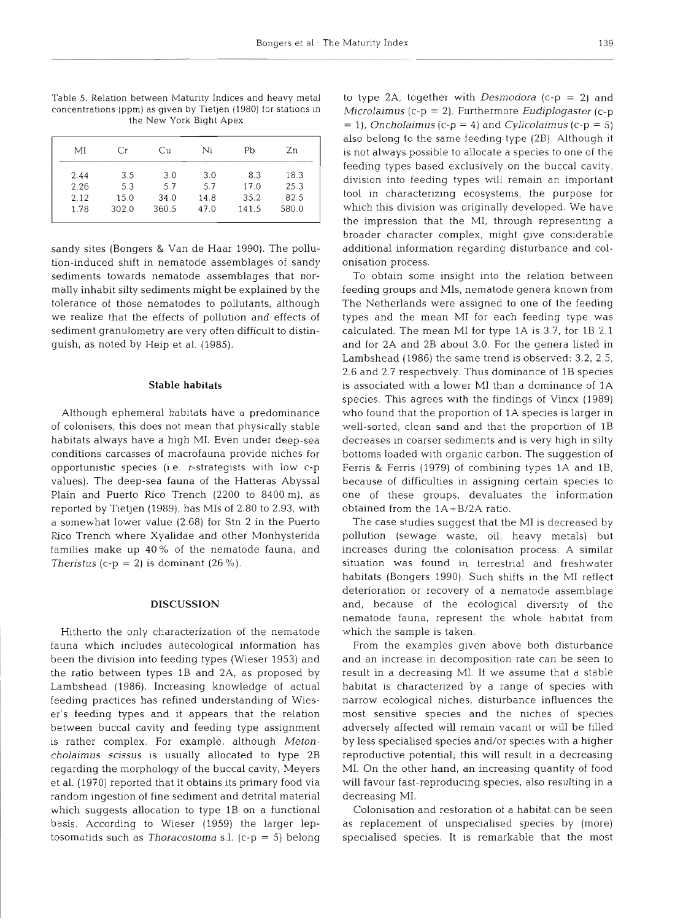Table 5. Relation between Maturity Indices and heavy metal concentrations (ppm) as given by Tietjen (1980) for stations in the New York Bight Apex

| MI | Cr | Cu | Ni | Pb | Zn |
|---|---|---|---|---|---|
| 2.44 | 3.5 | 3.0 | 3.0 | 8.3 | 18.3 |
| 2.26 | 5.3 | 5.7 | 5.7 | 17.0 | 25.3 |
| 2.12 | 15.0 | 34.0 | 14.8 | 35.2 | 82.5 |
| 1.78 | 302.0 | 360.5 | 47.0 | 141.5 | 580.0 |

sandy sites (Bongers & Van de Haar 1990). The pollution-induced shift in nematode assemblages of sandy sediments towards nematode assemblages that normally inhabit silty sediments might be explained by the tolerance of those nematodes to pollutants, although we realize that the effects of pollution and effects of sediment granulometry are very often difficult to distinguish, as noted by Heip et al. (1985).

### Stable habitats

Although ephemeral habitats have a predominance of colonisers, this does not mean that physically stable habitats always have a high MI. Even under deep-sea conditions carcasses of macrofauna provide niches for opportunistic species (i.e. *r*-strategists with low c-p values). The deep-sea fauna of the Hatteras Abyssal Plain and Puerto Rico Trench (2200 to 8400 m), as reported by Tietjen (1989), has MIs of 2.80 to 2.93, with a somewhat lower value (2.68) for Stn 2 in the Puerto Rico Trench where Xyalidae and other Monhysterida families make up 40 % of the nematode fauna, and *Theristus* (c-p = 2) is dominant (26 %).

## DISCUSSION

Hitherto the only characterization of the nematode fauna which includes autecological information has been the division into feeding types (Wieser 1953) and the ratio between types 1B and 2A, as proposed by Lambshead (1986). Increasing knowledge of actual feeding practices has refined understanding of Wieser's feeding types and it appears that the relation between buccal cavity and feeding type assignment is rather complex. For example, although *Metoncholaimus scissus* is usually allocated to type 2B regarding the morphology of the buccal cavity, Meyers et al. (1970) reported that it obtains its primary food via random ingestion of fine sediment and detrital material which suggests allocation to type 1B on a functional basis. According to Wieser (1959) the larger leptosomatids such as *Thoracostoma* s.l. (c-p = 5) belong to type 2A, together with *Desmodora* (c-p = 2) and *Microlaimus* (c-p = 2). Furthermore *Eudiplogaster* (c-p = 1), *Oncholaimus* (c-p = 4) and *Cylicolaimus* (c-p = 5) also belong to the same feeding type (2B). Although it is not always possible to allocate a species to one of the feeding types based exclusively on the buccal cavity, division into feeding types will remain an important tool in characterizing ecosystems, the purpose for which this division was originally developed. We have the impression that the MI, through representing a broader character complex, might give considerable additional information regarding disturbance and colonisation process.

To obtain some insight into the relation between feeding groups and MIs, nematode genera known from The Netherlands were assigned to one of the feeding types and the mean MI for each feeding type was calculated. The mean MI for type 1A is 3.7, for 1B 2.1 and for 2A and 2B about 3.0. For the genera listed in Lambshead (1986) the same trend is observed: 3.2, 2.5, 2.6 and 2.7 respectively. Thus dominance of 1B species is associated with a lower MI than a dominance of 1A species. This agrees with the findings of Vincx (1989) who found that the proportion of 1A species is larger in well-sorted, clean sand and that the proportion of 1B decreases in coarser sediments and is very high in silty bottoms loaded with organic carbon. The suggestion of Ferris & Ferris (1979) of combining types 1A and 1B, because of difficulties in assigning certain species to one of these groups, devaluates the information obtained from the 1A+B/2A ratio.

The case studies suggest that the MI is decreased by pollution (sewage waste, oil, heavy metals) but increases during the colonisation process. A similar situation was found in terrestrial and freshwater habitats (Bongers 1990). Such shifts in the MI reflect deterioration or recovery of a nematode assemblage and, because of the ecological diversity of the nematode fauna, represent the whole habitat from which the sample is taken.

From the examples given above both disturbance and an increase in decomposition rate can be seen to result in a decreasing MI. If we assume that a stable habitat is characterized by a range of species with narrow ecological niches, disturbance influences the most sensitive species and the niches of species adversely affected will remain vacant or will be filled by less specialised species and/or species with a higher reproductive potential; this will result in a decreasing MI. On the other hand, an increasing quantity of food will favour fast-reproducing species, also resulting in a decreasing MI.

Colonisation and restoration of a habitat can be seen as replacement of unspecialised species by (more) specialised species. It is remarkable that the most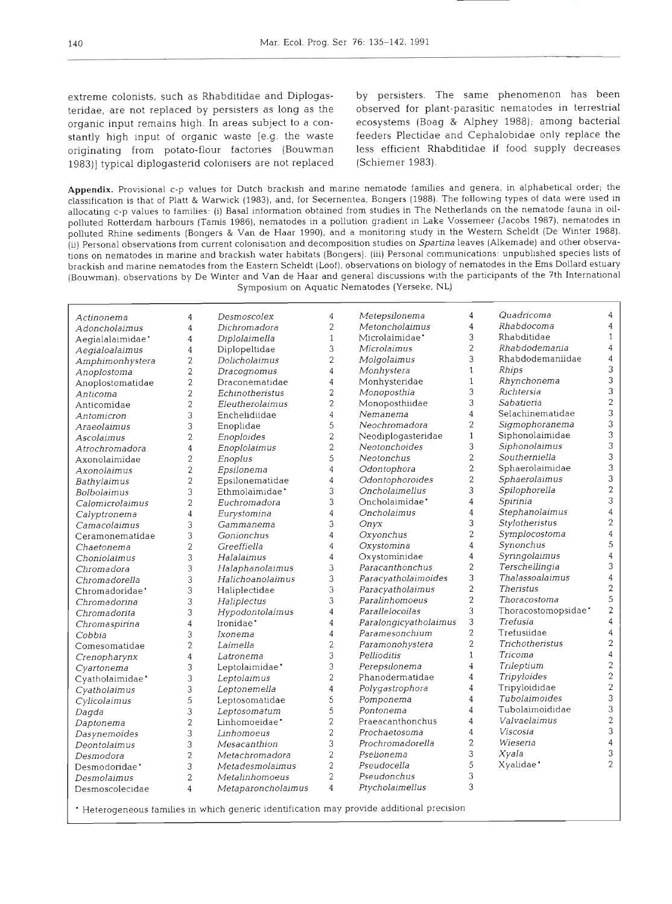extreme colonists, such as Rhabditidae and Diplogasteridae, are not replaced by persisters as long as the organic input remains high. In areas subject to a constantly high input of organic waste [e.g. the waste originating from potato-flour factories (Bouwman 1983)] typical diplogasterid colonisers are not replaced by persisters. The same phenomenon has been observed for plant-parasitic nematodes in terrestrial ecosystems (Boag & Alphey 1988); among bacterial feeders Plectidae and Cephalobidae only replace the less efficient Rhabditidae if food supply decreases (Schiemer 1983).

**Appendix.** Provisional c-p values for Dutch brackish and marine nematode families and genera, in alphabetical order; the classification is that of Platt & Warwick (1983), and, for Secernentea, Bongers (1988). The following types of data were used in allocating c-p values to families: (i) Basal information obtained from studies in The Netherlands on the nematode fauna in oil-polluted Rotterdam harbours (Tamis 1986), nematodes in a pollution gradient in Lake Vossemeer (Jacobs 1987), nematodes in polluted Rhine sediments (Bongers & Van de Haar 1990), and a monitoring study in the Western Scheldt (De Winter 1988). (ii) Personal observations from current colonisation and decomposition studies on *Spartina* leaves (Alkemade) and other observations on nematodes in marine and brackish water habitats (Bongers). (iii) Personal communications: unpublished species lists of brackish and marine nematodes from the Eastern Scheldt (Loof), observations on biology of nematodes in the Ems Dollard estuary (Bouwman), observations by De Winter and Van de Haar and general discussions with the participants of the 7th International Symposium on Aquatic Nematodes (Yerseke, NL)

| Taxon | c-p | Taxon | c-p | Taxon | c-p | Taxon | c-p |
|---|---|---|---|---|---|---|---|
| *Actinonema* | 4 | *Desmoscolex* | 4 | *Metepsilonema* | 4 | *Quadricoma* | 4 |
| *Adoncholaimus* | 4 | *Dichromadora* | 2 | *Metoncholaimus* | 4 | *Rhabdocoma* | 4 |
| Aegialalaimidae* | 4 | *Diplolaimella* | 1 | Microlaimidae* | 3 | Rhabditidae | 1 |
| *Aegialoalaimus* | 4 | Diplopeltidae | 3 | *Microlaimus* | 2 | *Rhabdodemania* | 4 |
| *Amphimonhystera* | 2 | *Dolicholaimus* | 2 | *Molgolaimus* | 3 | Rhabdodemaniidae | 4 |
| *Anoplostoma* | 2 | *Dracognomus* | 4 | *Monhystera* | 1 | *Rhips* | 3 |
| Anoplostomatidae | 2 | Draconematidae | 4 | Monhysteridae | 1 | *Rhynchonema* | 3 |
| *Anticoma* | 2 | *Echinotheristus* | 2 | *Monoposthia* | 3 | *Richtersia* | 3 |
| Anticomidae | 2 | *Eleutherolaimus* | 2 | Monoposthiidae | 3 | *Sabatieria* | 2 |
| *Antomicron* | 3 | Enchelidiidae | 4 | *Nemanema* | 4 | Selachinematidae | 3 |
| *Araeolaimus* | 3 | Enoplidae | 5 | *Neochromadora* | 2 | *Sigmophoranema* | 3 |
| *Ascolaimus* | 2 | *Enoploides* | 2 | Neodiplogasteridae | 1 | Siphonolaimidae | 3 |
| *Atrochromadora* | 4 | *Enoplolaimus* | 2 | *Neotonchoides* | 3 | *Siphonolaimus* | 3 |
| Axonolaimidae | 2 | *Enoplus* | 5 | *Neotonchus* | 2 | *Southerniella* | 3 |
| *Axonolaimus* | 2 | *Epsilonema* | 4 | *Odontophora* | 2 | Sphaerolaimidae | 3 |
| *Bathylaimus* | 2 | Epsilonematidae | 4 | *Odontophoroides* | 2 | *Sphaerolaimus* | 3 |
| *Bolbolaimus* | 3 | Ethmolaimidae* | 3 | *Oncholaimellus* | 3 | *Spilophorella* | 2 |
| *Calomicrolaimus* | 2 | *Euchromadora* | 3 | Oncholaimidae* | 4 | *Spirinia* | 3 |
| *Calyptronema* | 4 | *Eurystomina* | 4 | *Oncholaimus* | 4 | *Stephanolaimus* | 4 |
| *Camacolaimus* | 3 | *Gammanema* | 3 | *Onyx* | 3 | *Stylotheristus* | 2 |
| Ceramonematidae | 3 | *Gonionchus* | 4 | *Oxyonchus* | 2 | *Symplocostoma* | 4 |
| *Chaetonema* | 2 | *Greeffiella* | 4 | *Oxystomina* | 4 | *Synonchus* | 5 |
| *Choniolaimus* | 3 | *Halalaimus* | 4 | Oxystominidae | 4 | *Syringolaimus* | 4 |
| *Chromadora* | 3 | *Halaphanolaimus* | 3 | *Paracanthonchus* | 2 | *Terschellingia* | 3 |
| *Chromadorella* | 3 | *Halichoanolaimus* | 3 | *Paracyatholaimoides* | 3 | *Thalassoalaimus* | 4 |
| Chromadoridae* | 3 | Haliplectidae | 3 | *Paracyatholaimus* | 2 | *Theristus* | 2 |
| *Chromadorina* | 3 | *Haliplectus* | 3 | *Paralinhomoeus* | 2 | *Thoracostoma* | 5 |
| *Chromadorita* | 3 | *Hypodontolaimus* | 4 | *Parallelocoilas* | 3 | Thoracostomopsidae* | 2 |
| *Chromaspirina* | 4 | Ironidae* | 4 | *Paralongicyatholaimus* | 3 | *Trefusia* | 4 |
| *Cobbia* | 3 | *Ixonema* | 4 | *Paramesonchium* | 2 | Trefusiidae | 4 |
| Comesomatidae | 2 | *Laimella* | 2 | *Paramonohystera* | 2 | *Trichotheristus* | 2 |
| *Crenopharynx* | 4 | *Latronema* | 3 | *Pellioditis* | 1 | *Tricoma* | 4 |
| *Cyartonema* | 3 | Leptolaimidae* | 3 | *Perepsilonema* | 4 | *Trileptium* | 2 |
| Cyatholaimidae* | 3 | *Leptolaimus* | 2 | Phanodermatidae | 4 | *Tripyloides* | 2 |
| *Cyatholaimus* | 3 | *Leptonemella* | 4 | *Polygastrophora* | 4 | Tripyloididae | 2 |
| *Cylicolaimus* | 5 | Leptosomatidae | 5 | *Pomponema* | 4 | *Tubolaimoides* | 3 |
| *Dagda* | 3 | *Leptosomatum* | 5 | *Pontonema* | 4 | Tubolaimoididae | 3 |
| *Daptonema* | 2 | Linhomoeidae* | 2 | Praeacanthonchus | 4 | *Valvaelaimus* | 2 |
| *Dasynemoides* | 3 | *Linhomoeus* | 2 | *Prochaetosoma* | 4 | *Viscosia* | 3 |
| *Deontolaimus* | 3 | *Mesacanthion* | 3 | *Prochromadorella* | 2 | *Wieseria* | 4 |
| *Desmodora* | 2 | *Metachromadora* | 2 | *Pselionema* | 3 | *Xyala* | 3 |
| Desmodoridae* | 3 | *Metadesmolaimus* | 2 | *Pseudocella* | 5 | Xyalidae* | 2 |
| *Desmolaimus* | 2 | *Metalinhomoeus* | 2 | *Pseudonchus* | 3 | | |
| Desmoscolecidae | 4 | *Metaparoncholaimus* | 4 | *Ptycholaimellus* | 3 | | |

\* Heterogeneous families in which generic identification may provide additional precision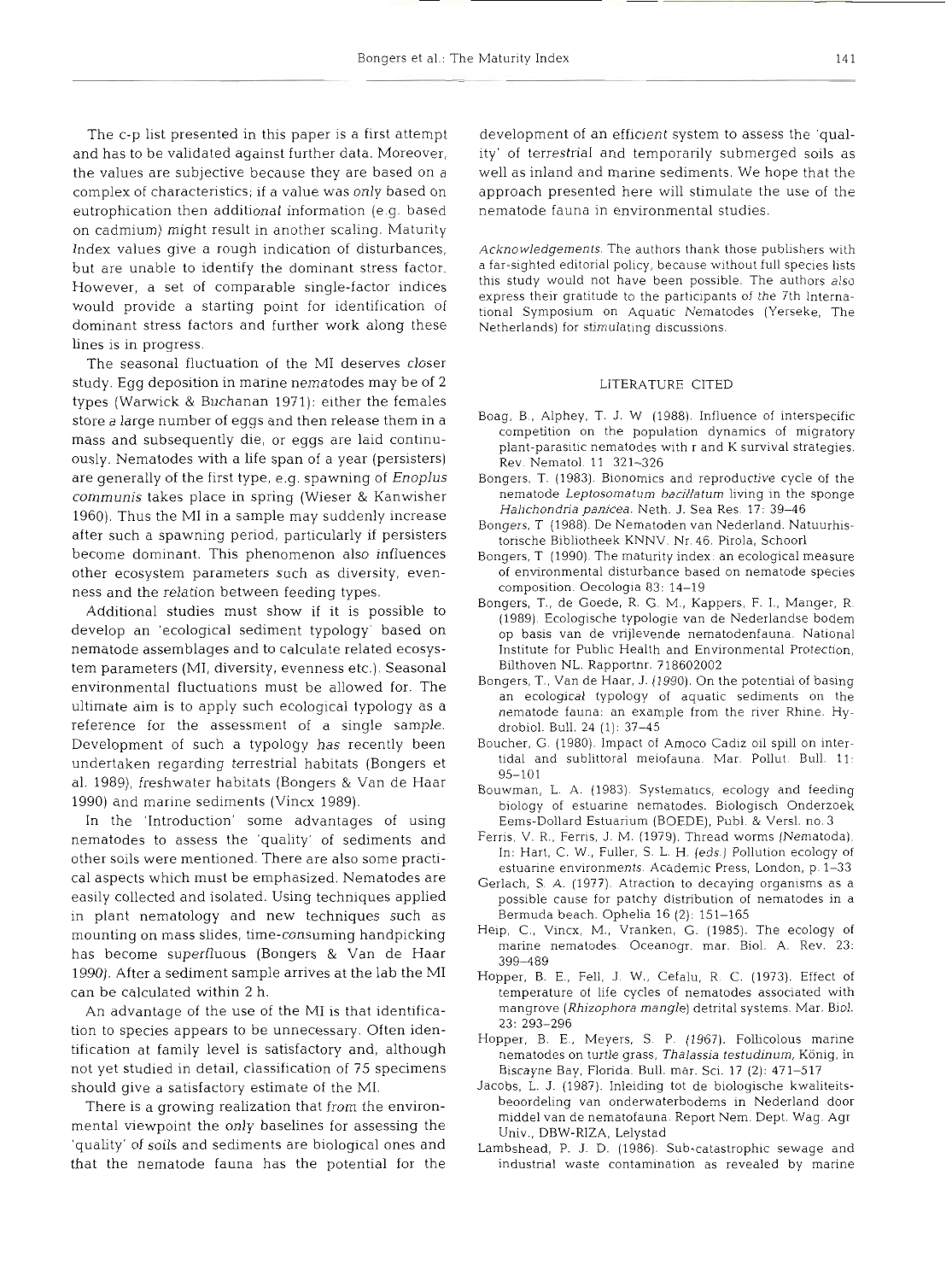The c-p list presented in this paper is a first attempt and has to be validated against further data. Moreover, the values are subjective because they are based on a complex of characteristics; if a value was only based on eutrophication then additional information (e.g. based on cadmium) might result in another scaling. Maturity Index values give a rough indication of disturbances, but are unable to identify the dominant stress factor. However, a set of comparable single-factor indices would provide a starting point for identification of dominant stress factors and further work along these lines is in progress.

The seasonal fluctuation of the MI deserves closer study. Egg deposition in marine nematodes may be of 2 types (Warwick & Buchanan 1971): either the females store a large number of eggs and then release them in a mass and subsequently die, or eggs are laid continuously. Nematodes with a life span of a year (persisters) are generally of the first type, e.g. spawning of *Enoplus communis* takes place in spring (Wieser & Kanwisher 1960). Thus the MI in a sample may suddenly increase after such a spawning period, particularly if persisters become dominant. This phenomenon also influences other ecosystem parameters such as diversity, evenness and the relation between feeding types.

Additional studies must show if it is possible to develop an 'ecological sediment typology' based on nematode assemblages and to calculate related ecosystem parameters (MI, diversity, evenness etc.). Seasonal environmental fluctuations must be allowed for. The ultimate aim is to apply such ecological typology as a reference for the assessment of a single sample. Development of such a typology has recently been undertaken regarding terrestrial habitats (Bongers et al. 1989), freshwater habitats (Bongers & Van de Haar 1990) and marine sediments (Vincx 1989).

In the 'Introduction' some advantages of using nematodes to assess the 'quality' of sediments and other soils were mentioned. There are also some practical aspects which must be emphasized. Nematodes are easily collected and isolated. Using techniques applied in plant nematology and new techniques such as mounting on mass slides, time-consuming handpicking has become superfluous (Bongers & Van de Haar 1990). After a sediment sample arrives at the lab the MI can be calculated within 2 h.

An advantage of the use of the MI is that identification to species appears to be unnecessary. Often identification at family level is satisfactory and, although not yet studied in detail, classification of 75 specimens should give a satisfactory estimate of the MI.

There is a growing realization that from the environmental viewpoint the only baselines for assessing the 'quality' of soils and sediments are biological ones and that the nematode fauna has the potential for the development of an efficient system to assess the 'quality' of terrestrial and temporarily submerged soils as well as inland and marine sediments. We hope that the approach presented here will stimulate the use of the nematode fauna in environmental studies.

*Acknowledgements.* The authors thank those publishers with a far-sighted editorial policy, because without full species lists this study would not have been possible. The authors also express their gratitude to the participants of the 7th International Symposium on Aquatic Nematodes (Yerseke, The Netherlands) for stimulating discussions.

## LITERATURE CITED

Boag, B., Alphey, T. J. W. (1988). Influence of interspecific competition on the population dynamics of migratory plant-parasitic nematodes with r and K survival strategies. Rev. Nematol. 11: 321–326

Bongers, T. (1983). Bionomics and reproductive cycle of the nematode *Leptosomatum bacillatum* living in the sponge *Halichondria panicea*. Neth. J. Sea Res. 17: 39–46

Bongers, T. (1988). De Nematoden van Nederland. Natuurhistorische Bibliotheek KNNV. Nr. 46. Pirola, Schoorl

Bongers, T. (1990). The maturity index: an ecological measure of environmental disturbance based on nematode species composition. Oecologia 83: 14–19

Bongers, T., de Goede, R. G. M., Kappers, F. I., Manger, R. (1989). Ecologische typologie van de Nederlandse bodem op basis van de vrijlevende nematodenfauna. National Institute for Public Health and Environmental Protection, Bilthoven NL. Rapportnr. 718602002

Bongers, T., Van de Haar, J. (1990). On the potential of basing an ecological typology of aquatic sediments on the nematode fauna: an example from the river Rhine. Hydrobiol. Bull. 24 (1): 37–45

Boucher, G. (1980). Impact of Amoco Cadiz oil spill on intertidal and sublittoral meiofauna. Mar. Pollut. Bull. 11: 95–101

Bouwman, L. A. (1983). Systematics, ecology and feeding biology of estuarine nematodes. Biologisch Onderzoek Eems-Dollard Estuarium (BOEDE), Publ. & Versl. no. 3

Ferris, V. R., Ferris, J. M. (1979). Thread worms (Nematoda). In: Hart, C. W., Fuller, S. L. H. (eds.) Pollution ecology of estuarine environments. Academic Press, London, p. 1–33

Gerlach, S. A. (1977). Attraction to decaying organisms as a possible cause for patchy distribution of nematodes in a Bermuda beach. Ophelia 16 (2): 151–165

Heip, C., Vincx, M., Vranken, G. (1985). The ecology of marine nematodes. Oceanogr. mar. Biol. A. Rev. 23: 399–489

Hopper, B. E., Fell, J. W., Cefalu, R. C. (1973). Effect of temperature of life cycles of nematodes associated with mangrove (*Rhizophora mangle*) detrital systems. Mar. Biol. 23: 293–296

Hopper, B. E., Meyers, S. P. (1967). Follicolous marine nematodes on turtle grass, *Thalassia testudinum*, König, in Biscayne Bay, Florida. Bull. mar. Sci. 17 (2): 471–517

Jacobs, L. J. (1987). Inleiding tot de biologische kwaliteitsbeoordeling van onderwaterbodems in Nederland door middel van de nematofauna. Report Nem. Dept. Wag. Agr. Univ., DBW-RIZA, Lelystad

Lambshead, P. J. D. (1986). Sub-catastrophic sewage and industrial waste contamination as revealed by marine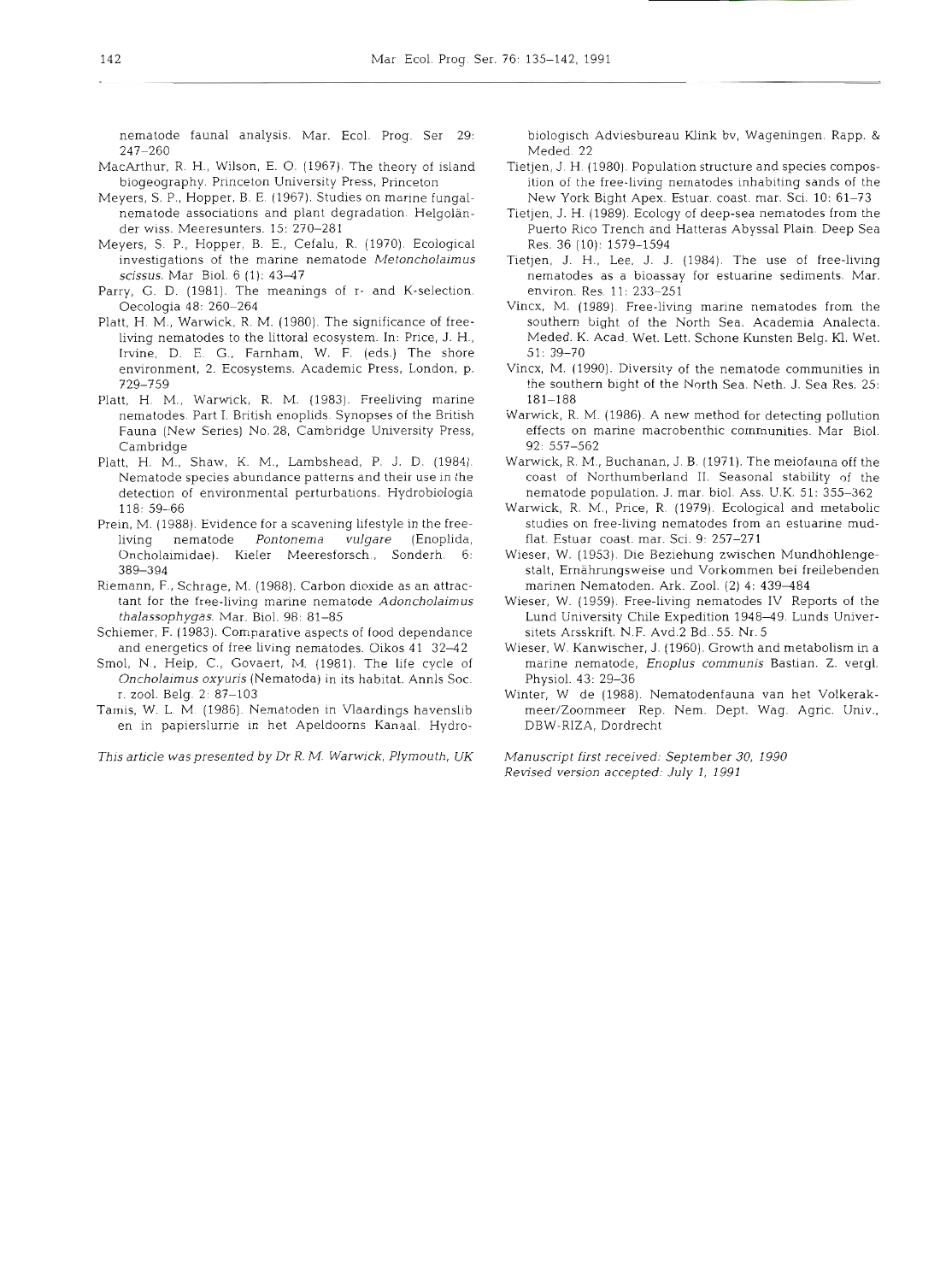nematode faunal analysis. Mar. Ecol. Prog. Ser 29: 247–260

MacArthur, R. H., Wilson, E. O. (1967). The theory of island biogeography. Princeton University Press, Princeton

Meyers, S. P., Hopper, B. E. (1967). Studies on marine fungal-nematode associations and plant degradation. Helgoländer wiss. Meeresunters. 15: 270–281

Meyers, S. P., Hopper, B. E., Cefalu, R. (1970). Ecological investigations of the marine nematode *Metoncholaimus scissus*. Mar. Biol. 6 (1): 43–47

Parry, G. D. (1981). The meanings of r- and K-selection. Oecologia 48: 260–264

Platt, H. M., Warwick, R. M. (1980). The significance of free-living nematodes to the littoral ecosystem. In: Price, J. H., Irvine, D. E. G., Farnham, W. F. (eds.) The shore environment, 2. Ecosystems. Academic Press, London, p. 729–759

Platt, H. M., Warwick, R. M. (1983). Freeliving marine nematodes. Part I. British enoplids. Synopses of the British Fauna (New Series) No. 28, Cambridge University Press, Cambridge

Platt, H. M., Shaw, K. M., Lambshead, P. J. D. (1984). Nematode species abundance patterns and their use in the detection of environmental perturbations. Hydrobiologia 118: 59–66

Prein, M. (1988). Evidence for a scavening lifestyle in the free-living nematode *Pontonema vulgare* (Enoplida, Oncholaimidae). Kieler Meeresforsch., Sonderh. 6: 389–394

Riemann, F., Schrage, M. (1988). Carbon dioxide as an attractant for the free-living marine nematode *Adoncholaimus thalassophygas*. Mar. Biol. 98: 81–85

Schiemer, F. (1983). Comparative aspects of food dependance and energetics of free living nematodes. Oikos 41: 32–42

Smol, N., Heip, C., Govaert, M. (1981). The life cycle of *Oncholaimus oxyuris* (Nematoda) in its habitat. Annls Soc. r. zool. Belg. 2: 87–103

Tamis, W. L. M. (1986). Nematoden in Vlaardings havenslib en in papierslurrie in het Apeldoorns Kanaal. Hydrobiologisch Adviesbureau Klink bv, Wageningen. Rapp. & Meded. 22

Tietjen, J. H. (1980). Population structure and species composition of the free-living nematodes inhabiting sands of the New York Bight Apex. Estuar. coast. mar. Sci. 10: 61–73

Tietjen, J. H. (1989). Ecology of deep-sea nematodes from the Puerto Rico Trench and Hatteras Abyssal Plain. Deep Sea Res. 36 (10): 1579–1594

Tietjen, J. H., Lee, J. J. (1984). The use of free-living nematodes as a bioassay for estuarine sediments. Mar. environ. Res. 11: 233–251

Vincx, M. (1989). Free-living marine nematodes from the southern bight of the North Sea. Academia Analecta. Meded. K. Acad. Wet. Lett. Schone Kunsten Belg. Kl. Wet. 51: 39–70

Vincx, M. (1990). Diversity of the nematode communities in the southern bight of the North Sea. Neth. J. Sea Res. 25: 181–188

Warwick, R. M. (1986). A new method for detecting pollution effects on marine macrobenthic communities. Mar. Biol. 92: 557–562

Warwick, R. M., Buchanan, J. B. (1971). The meiofauna off the coast of Northumberland II. Seasonal stability of the nematode population. J. mar. biol. Ass. U.K. 51: 355–362

Warwick, R. M., Price, R. (1979). Ecological and metabolic studies on free-living nematodes from an estuarine mudflat. Estuar. coast. mar. Sci. 9: 257–271

Wieser, W. (1953). Die Beziehung zwischen Mundhöhlengestalt, Ernährungsweise und Vorkommen bei freilebenden marinen Nematoden. Ark. Zool. (2) 4: 439–484

Wieser, W. (1959). Free-living nematodes IV. Reports of the Lund University Chile Expedition 1948–49. Lunds Universitets Arsskrift. N.F. Avd.2 Bd. 55. Nr. 5

Wieser, W. Kanwischer, J. (1960). Growth and metabolism in a marine nematode, *Enoplus communis* Bastian. Z. vergl. Physiol. 43: 29–36

Winter, W. de (1988). Nematodenfauna van het Volkerakmeer/Zoommeer. Rep. Nem. Dept. Wag. Agric. Univ., DBW-RIZA, Dordrecht

*This article was presented by Dr R. M. Warwick, Plymouth, UK*

*Manuscript first received: September 30, 1990*
*Revised version accepted: July 1, 1991*